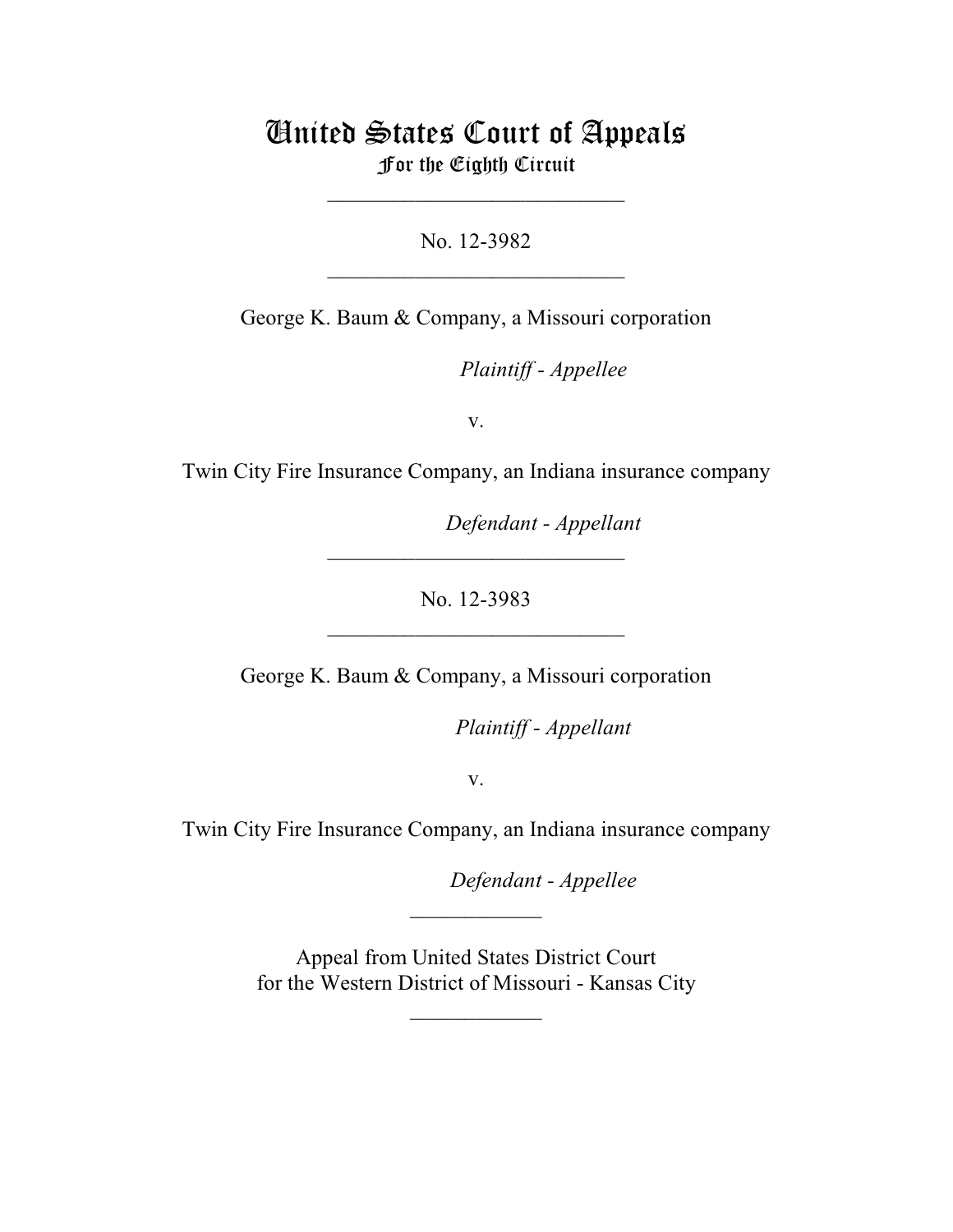# United States Court of Appeals
## For the Eighth Circuit

___________________________

No. 12-3982

___________________________

George K. Baum & Company, a Missouri corporation

*Plaintiff - Appellee*

v.

Twin City Fire Insurance Company, an Indiana insurance company

*Defendant - Appellant*

___________________________

No. 12-3983

___________________________

George K. Baum & Company, a Missouri corporation

*Plaintiff - Appellant*

v.

Twin City Fire Insurance Company, an Indiana insurance company

*Defendant - Appellee*

____________

Appeal from United States District Court
for the Western District of Missouri - Kansas City

____________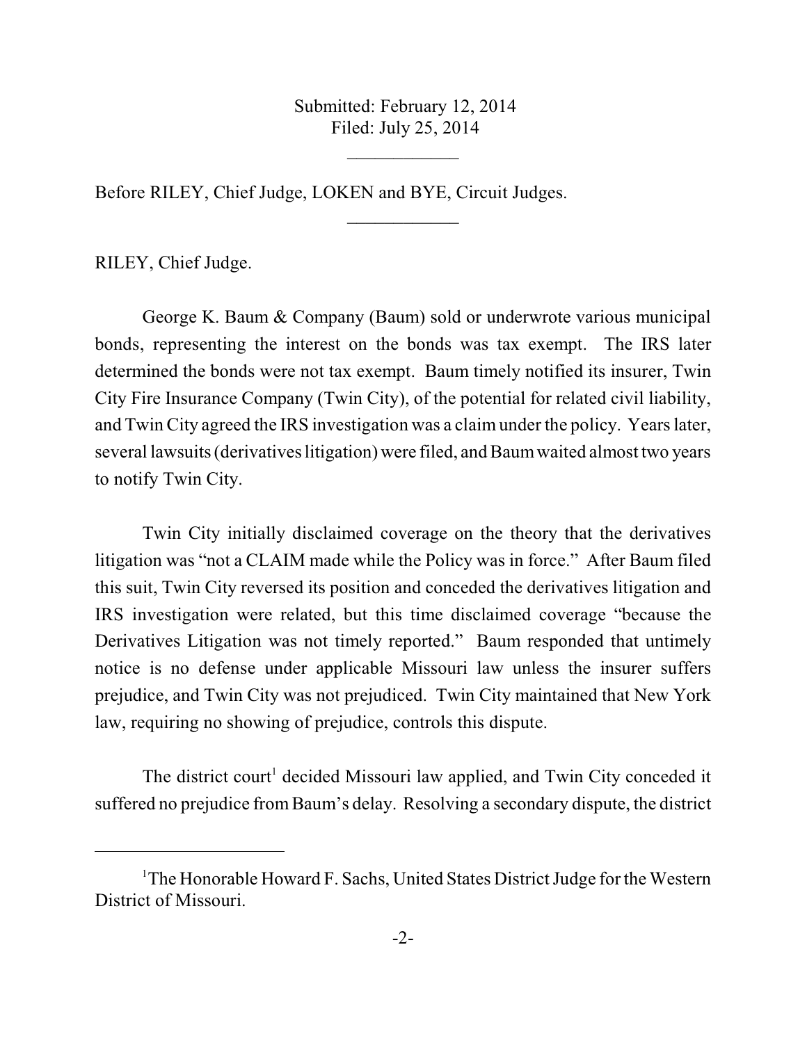Submitted: February 12, 2014
Filed: July 25, 2014

---

Before RILEY, Chief Judge, LOKEN and BYE, Circuit Judges.

---

RILEY, Chief Judge.

George K. Baum & Company (Baum) sold or underwrote various municipal bonds, representing the interest on the bonds was tax exempt. The IRS later determined the bonds were not tax exempt. Baum timely notified its insurer, Twin City Fire Insurance Company (Twin City), of the potential for related civil liability, and Twin City agreed the IRS investigation was a claim under the policy. Years later, several lawsuits (derivatives litigation) were filed, and Baum waited almost two years to notify Twin City.

Twin City initially disclaimed coverage on the theory that the derivatives litigation was "not a CLAIM made while the Policy was in force." After Baum filed this suit, Twin City reversed its position and conceded the derivatives litigation and IRS investigation were related, but this time disclaimed coverage "because the Derivatives Litigation was not timely reported." Baum responded that untimely notice is no defense under applicable Missouri law unless the insurer suffers prejudice, and Twin City was not prejudiced. Twin City maintained that New York law, requiring no showing of prejudice, controls this dispute.

The district court[1] decided Missouri law applied, and Twin City conceded it suffered no prejudice from Baum's delay. Resolving a secondary dispute, the district

---

[1] The Honorable Howard F. Sachs, United States District Judge for the Western District of Missouri.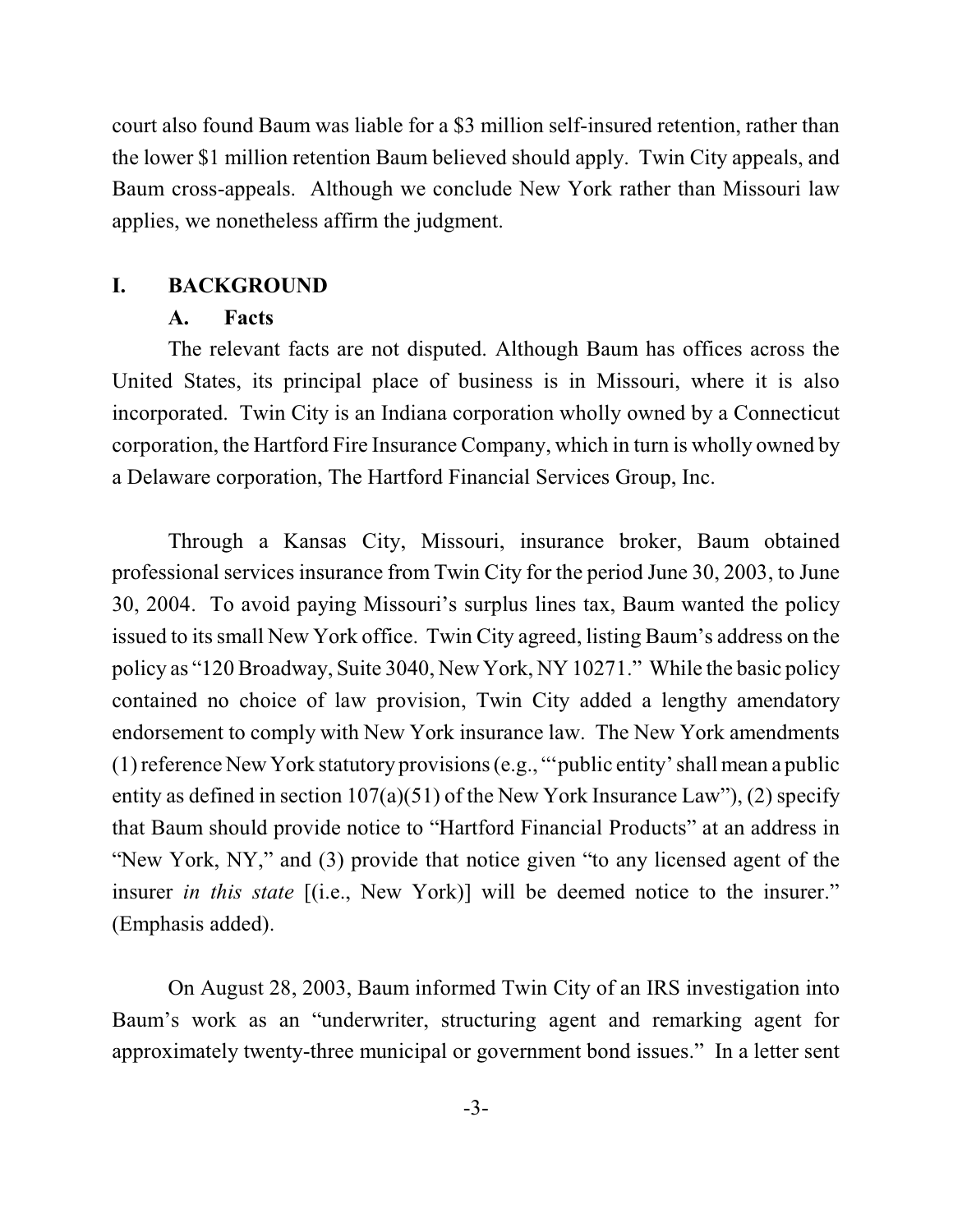court also found Baum was liable for a \$3 million self-insured retention, rather than the lower \$1 million retention Baum believed should apply. Twin City appeals, and Baum cross-appeals. Although we conclude New York rather than Missouri law applies, we nonetheless affirm the judgment.

## I. BACKGROUND

### A. Facts

The relevant facts are not disputed. Although Baum has offices across the United States, its principal place of business is in Missouri, where it is also incorporated. Twin City is an Indiana corporation wholly owned by a Connecticut corporation, the Hartford Fire Insurance Company, which in turn is wholly owned by a Delaware corporation, The Hartford Financial Services Group, Inc.

Through a Kansas City, Missouri, insurance broker, Baum obtained professional services insurance from Twin City for the period June 30, 2003, to June 30, 2004. To avoid paying Missouri's surplus lines tax, Baum wanted the policy issued to its small New York office. Twin City agreed, listing Baum's address on the policy as "120 Broadway, Suite 3040, New York, NY 10271." While the basic policy contained no choice of law provision, Twin City added a lengthy amendatory endorsement to comply with New York insurance law. The New York amendments (1) reference New York statutory provisions (e.g., "'public entity' shall mean a public entity as defined in section 107(a)(51) of the New York Insurance Law"), (2) specify that Baum should provide notice to "Hartford Financial Products" at an address in "New York, NY," and (3) provide that notice given "to any licensed agent of the insurer *in this state* [(i.e., New York)] will be deemed notice to the insurer." (Emphasis added).

On August 28, 2003, Baum informed Twin City of an IRS investigation into Baum's work as an "underwriter, structuring agent and remarking agent for approximately twenty-three municipal or government bond issues." In a letter sent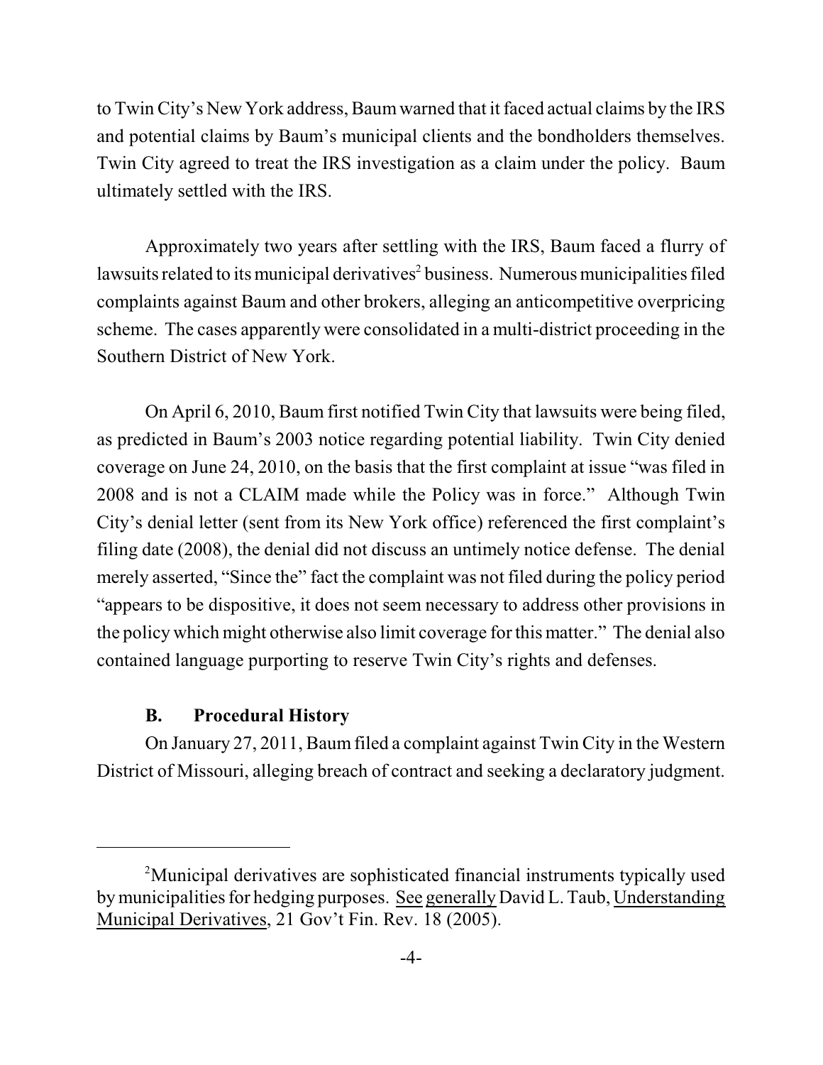to Twin City's New York address, Baum warned that it faced actual claims by the IRS and potential claims by Baum's municipal clients and the bondholders themselves. Twin City agreed to treat the IRS investigation as a claim under the policy. Baum ultimately settled with the IRS.

Approximately two years after settling with the IRS, Baum faced a flurry of lawsuits related to its municipal derivatives[2] business. Numerous municipalities filed complaints against Baum and other brokers, alleging an anticompetitive overpricing scheme. The cases apparently were consolidated in a multi-district proceeding in the Southern District of New York.

On April 6, 2010, Baum first notified Twin City that lawsuits were being filed, as predicted in Baum's 2003 notice regarding potential liability. Twin City denied coverage on June 24, 2010, on the basis that the first complaint at issue "was filed in 2008 and is not a CLAIM made while the Policy was in force." Although Twin City's denial letter (sent from its New York office) referenced the first complaint's filing date (2008), the denial did not discuss an untimely notice defense. The denial merely asserted, "Since the" fact the complaint was not filed during the policy period "appears to be dispositive, it does not seem necessary to address other provisions in the policy which might otherwise also limit coverage for this matter." The denial also contained language purporting to reserve Twin City's rights and defenses.

### B. Procedural History

On January 27, 2011, Baum filed a complaint against Twin City in the Western District of Missouri, alleging breach of contract and seeking a declaratory judgment.

---

[2] Municipal derivatives are sophisticated financial instruments typically used by municipalities for hedging purposes. See generally David L. Taub, Understanding Municipal Derivatives, 21 Gov't Fin. Rev. 18 (2005).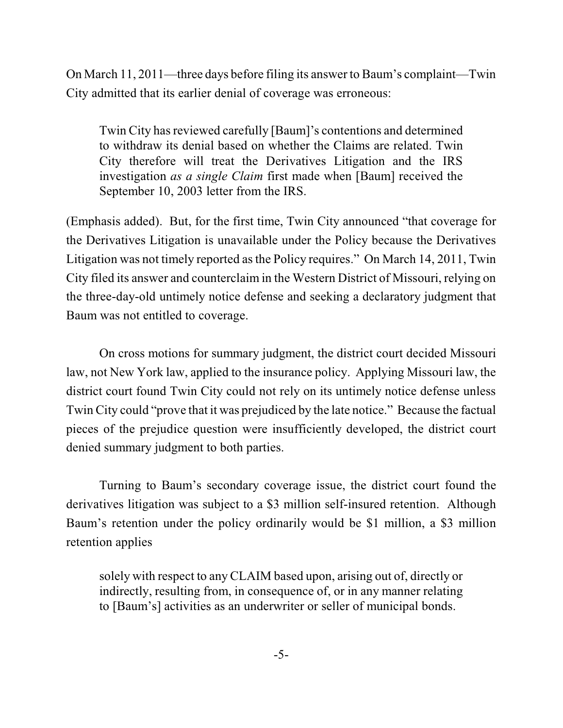On March 11, 2011—three days before filing its answer to Baum's complaint—Twin City admitted that its earlier denial of coverage was erroneous:

> Twin City has reviewed carefully [Baum]'s contentions and determined to withdraw its denial based on whether the Claims are related. Twin City therefore will treat the Derivatives Litigation and the IRS investigation *as a single Claim* first made when [Baum] received the September 10, 2003 letter from the IRS.

(Emphasis added). But, for the first time, Twin City announced "that coverage for the Derivatives Litigation is unavailable under the Policy because the Derivatives Litigation was not timely reported as the Policy requires." On March 14, 2011, Twin City filed its answer and counterclaim in the Western District of Missouri, relying on the three-day-old untimely notice defense and seeking a declaratory judgment that Baum was not entitled to coverage.

On cross motions for summary judgment, the district court decided Missouri law, not New York law, applied to the insurance policy. Applying Missouri law, the district court found Twin City could not rely on its untimely notice defense unless Twin City could "prove that it was prejudiced by the late notice." Because the factual pieces of the prejudice question were insufficiently developed, the district court denied summary judgment to both parties.

Turning to Baum's secondary coverage issue, the district court found the derivatives litigation was subject to a $3 million self-insured retention. Although Baum's retention under the policy ordinarily would be $1 million, a $3 million retention applies

> solely with respect to any CLAIM based upon, arising out of, directly or indirectly, resulting from, in consequence of, or in any manner relating to [Baum's] activities as an underwriter or seller of municipal bonds.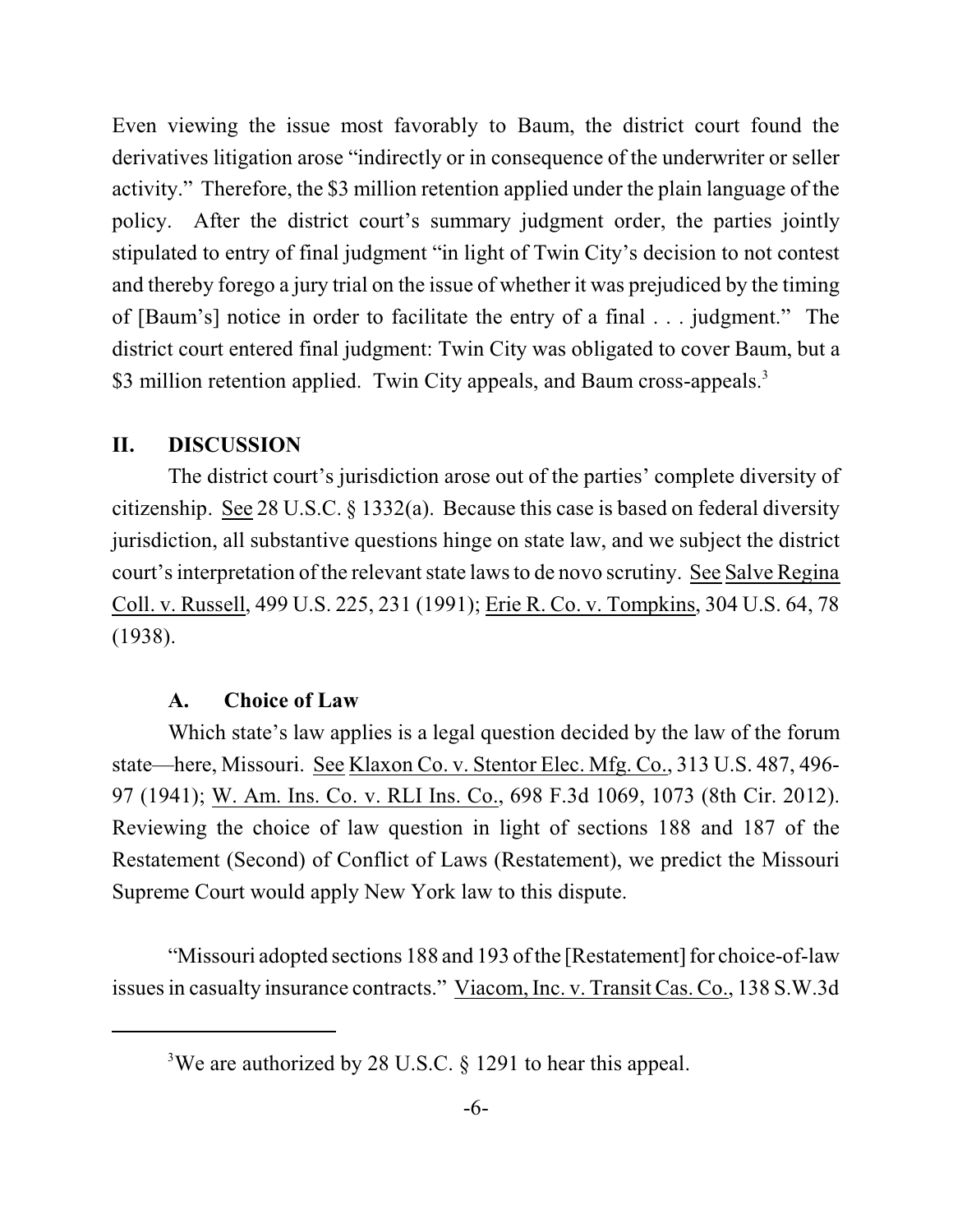Even viewing the issue most favorably to Baum, the district court found the derivatives litigation arose "indirectly or in consequence of the underwriter or seller activity." Therefore, the $3 million retention applied under the plain language of the policy. After the district court's summary judgment order, the parties jointly stipulated to entry of final judgment "in light of Twin City's decision to not contest and thereby forego a jury trial on the issue of whether it was prejudiced by the timing of [Baum's] notice in order to facilitate the entry of a final . . . judgment." The district court entered final judgment: Twin City was obligated to cover Baum, but a $3 million retention applied. Twin City appeals, and Baum cross-appeals.[3]

## II. DISCUSSION

The district court's jurisdiction arose out of the parties' complete diversity of citizenship. See 28 U.S.C. § 1332(a). Because this case is based on federal diversity jurisdiction, all substantive questions hinge on state law, and we subject the district court's interpretation of the relevant state laws to de novo scrutiny. See Salve Regina Coll. v. Russell, 499 U.S. 225, 231 (1991); Erie R. Co. v. Tompkins, 304 U.S. 64, 78 (1938).

### A. Choice of Law

Which state's law applies is a legal question decided by the law of the forum state—here, Missouri. See Klaxon Co. v. Stentor Elec. Mfg. Co., 313 U.S. 487, 496-97 (1941); W. Am. Ins. Co. v. RLI Ins. Co., 698 F.3d 1069, 1073 (8th Cir. 2012). Reviewing the choice of law question in light of sections 188 and 187 of the Restatement (Second) of Conflict of Laws (Restatement), we predict the Missouri Supreme Court would apply New York law to this dispute.

"Missouri adopted sections 188 and 193 of the [Restatement] for choice-of-law issues in casualty insurance contracts." Viacom, Inc. v. Transit Cas. Co., 138 S.W.3d

[3] We are authorized by 28 U.S.C. § 1291 to hear this appeal.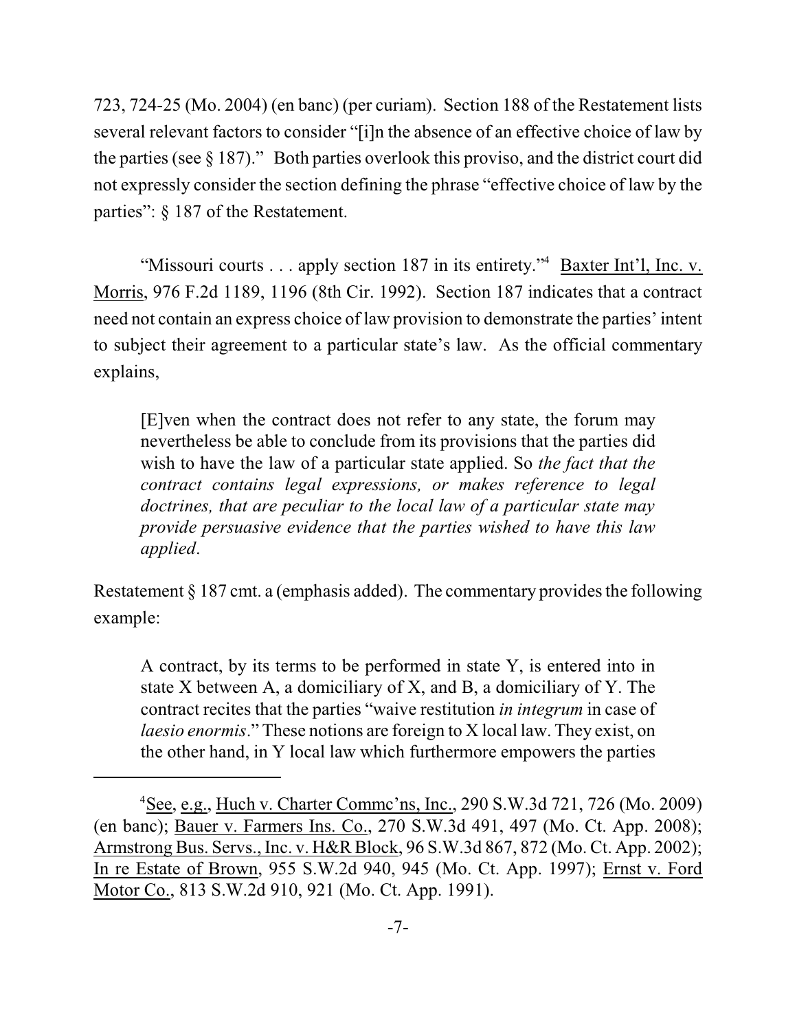723, 724-25 (Mo. 2004) (en banc) (per curiam). Section 188 of the Restatement lists several relevant factors to consider "[i]n the absence of an effective choice of law by the parties (see § 187)." Both parties overlook this proviso, and the district court did not expressly consider the section defining the phrase "effective choice of law by the parties": § 187 of the Restatement.

"Missouri courts . . . apply section 187 in its entirety."[4] Baxter Int'l, Inc. v. Morris, 976 F.2d 1189, 1196 (8th Cir. 1992). Section 187 indicates that a contract need not contain an express choice of law provision to demonstrate the parties' intent to subject their agreement to a particular state's law. As the official commentary explains,

> [E]ven when the contract does not refer to any state, the forum may nevertheless be able to conclude from its provisions that the parties did wish to have the law of a particular state applied. So *the fact that the contract contains legal expressions, or makes reference to legal doctrines, that are peculiar to the local law of a particular state may provide persuasive evidence that the parties wished to have this law applied*.

Restatement § 187 cmt. a (emphasis added). The commentary provides the following example:

> A contract, by its terms to be performed in state Y, is entered into in state X between A, a domiciliary of X, and B, a domiciliary of Y. The contract recites that the parties "waive restitution *in integrum* in case of *laesio enormis*." These notions are foreign to X local law. They exist, on the other hand, in Y local law which furthermore empowers the parties

---

[4] See, e.g., Huch v. Charter Commc'ns, Inc., 290 S.W.3d 721, 726 (Mo. 2009) (en banc); Bauer v. Farmers Ins. Co., 270 S.W.3d 491, 497 (Mo. Ct. App. 2008); Armstrong Bus. Servs., Inc. v. H&R Block, 96 S.W.3d 867, 872 (Mo. Ct. App. 2002); In re Estate of Brown, 955 S.W.2d 940, 945 (Mo. Ct. App. 1997); Ernst v. Ford Motor Co., 813 S.W.2d 910, 921 (Mo. Ct. App. 1991).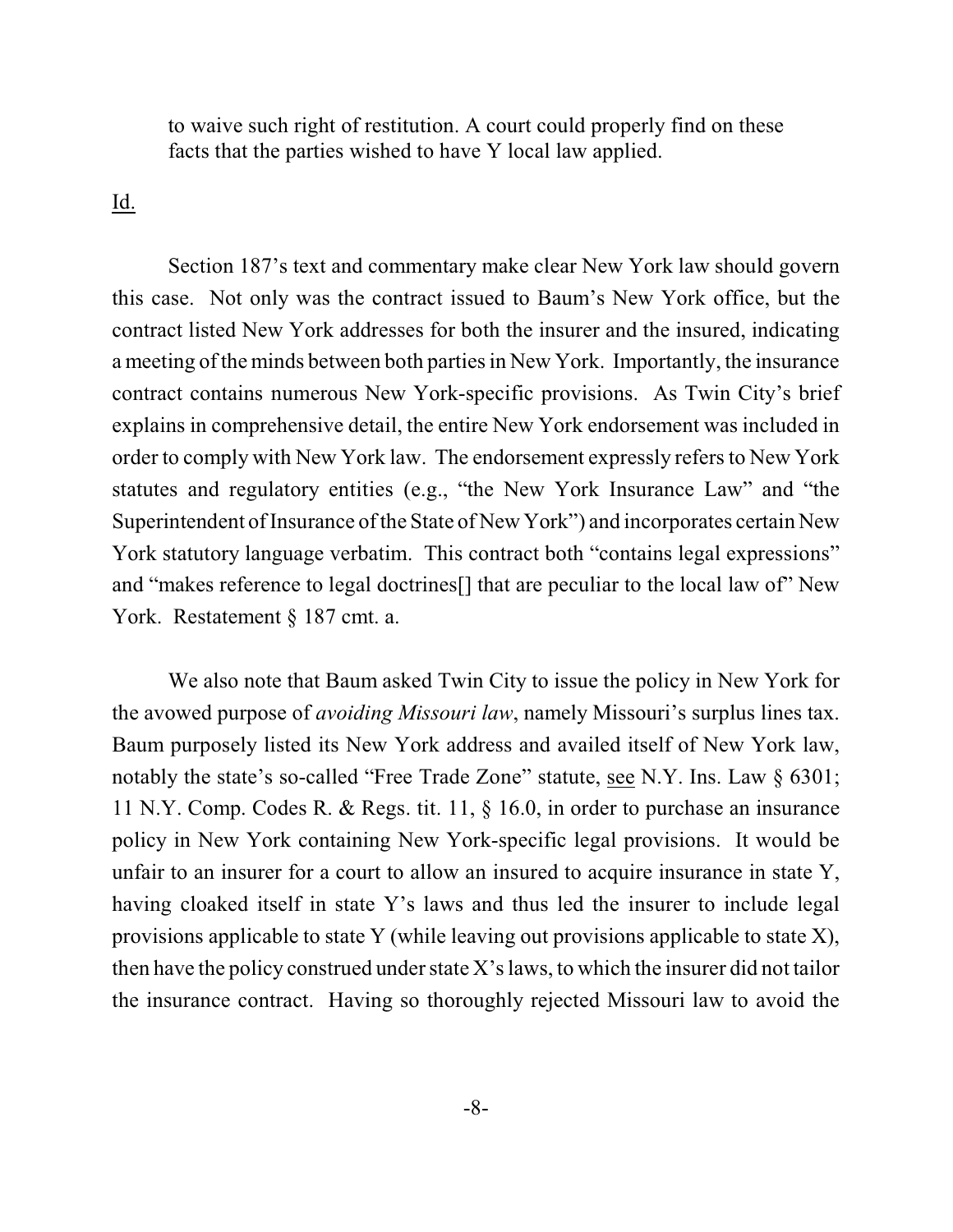to waive such right of restitution. A court could properly find on these facts that the parties wished to have Y local law applied.

Id.

Section 187's text and commentary make clear New York law should govern this case. Not only was the contract issued to Baum's New York office, but the contract listed New York addresses for both the insurer and the insured, indicating a meeting of the minds between both parties in New York. Importantly, the insurance contract contains numerous New York-specific provisions. As Twin City's brief explains in comprehensive detail, the entire New York endorsement was included in order to comply with New York law. The endorsement expressly refers to New York statutes and regulatory entities (e.g., "the New York Insurance Law" and "the Superintendent of Insurance of the State of New York") and incorporates certain New York statutory language verbatim. This contract both "contains legal expressions" and "makes reference to legal doctrines[] that are peculiar to the local law of" New York. Restatement § 187 cmt. a.

We also note that Baum asked Twin City to issue the policy in New York for the avowed purpose of *avoiding Missouri law*, namely Missouri's surplus lines tax. Baum purposely listed its New York address and availed itself of New York law, notably the state's so-called "Free Trade Zone" statute, see N.Y. Ins. Law § 6301; 11 N.Y. Comp. Codes R. & Regs. tit. 11, § 16.0, in order to purchase an insurance policy in New York containing New York-specific legal provisions. It would be unfair to an insurer for a court to allow an insured to acquire insurance in state Y, having cloaked itself in state Y's laws and thus led the insurer to include legal provisions applicable to state Y (while leaving out provisions applicable to state X), then have the policy construed under state X's laws, to which the insurer did not tailor the insurance contract. Having so thoroughly rejected Missouri law to avoid the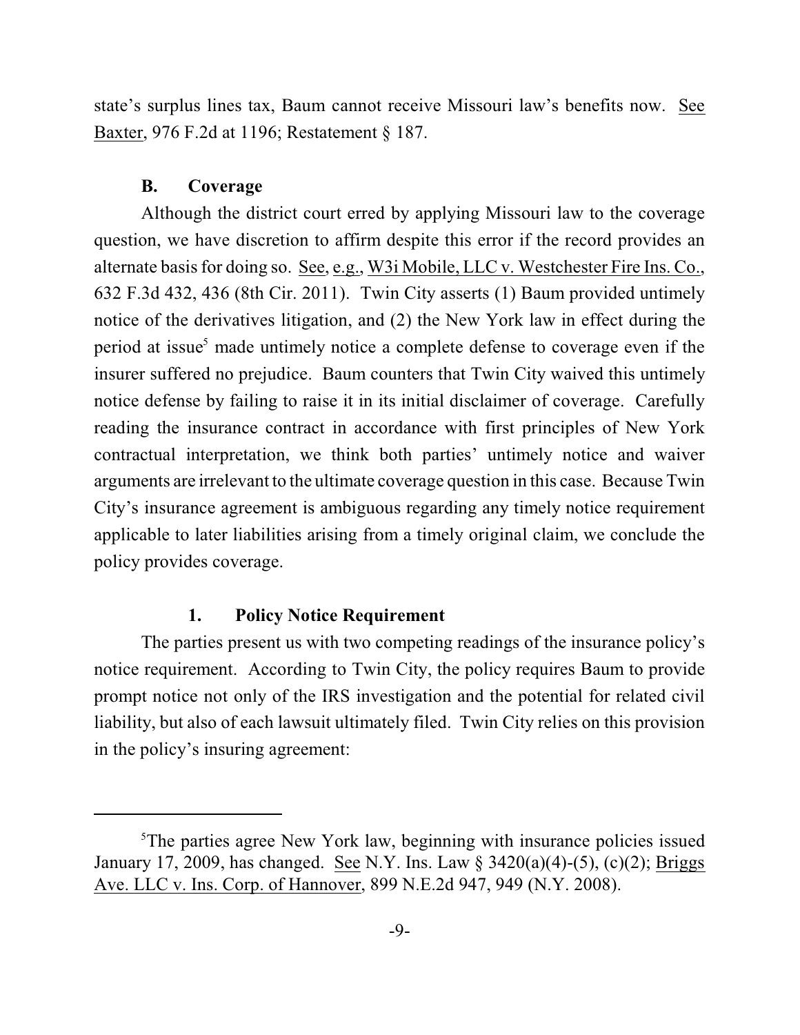state's surplus lines tax, Baum cannot receive Missouri law's benefits now. See Baxter, 976 F.2d at 1196; Restatement § 187.

### B. Coverage

Although the district court erred by applying Missouri law to the coverage question, we have discretion to affirm despite this error if the record provides an alternate basis for doing so. See, e.g., W3i Mobile, LLC v. Westchester Fire Ins. Co., 632 F.3d 432, 436 (8th Cir. 2011). Twin City asserts (1) Baum provided untimely notice of the derivatives litigation, and (2) the New York law in effect during the period at issue[5] made untimely notice a complete defense to coverage even if the insurer suffered no prejudice. Baum counters that Twin City waived this untimely notice defense by failing to raise it in its initial disclaimer of coverage. Carefully reading the insurance contract in accordance with first principles of New York contractual interpretation, we think both parties' untimely notice and waiver arguments are irrelevant to the ultimate coverage question in this case. Because Twin City's insurance agreement is ambiguous regarding any timely notice requirement applicable to later liabilities arising from a timely original claim, we conclude the policy provides coverage.

#### 1. Policy Notice Requirement

The parties present us with two competing readings of the insurance policy's notice requirement. According to Twin City, the policy requires Baum to provide prompt notice not only of the IRS investigation and the potential for related civil liability, but also of each lawsuit ultimately filed. Twin City relies on this provision in the policy's insuring agreement:

---

[5]The parties agree New York law, beginning with insurance policies issued January 17, 2009, has changed. See N.Y. Ins. Law § 3420(a)(4)-(5), (c)(2); Briggs Ave. LLC v. Ins. Corp. of Hannover, 899 N.E.2d 947, 949 (N.Y. 2008).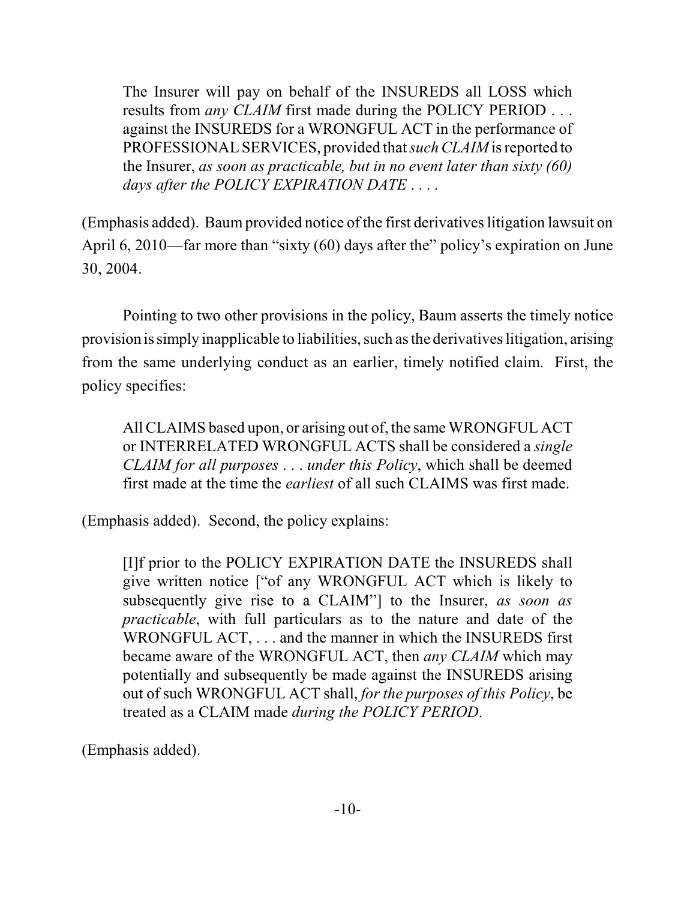> The Insurer will pay on behalf of the INSUREDS all LOSS which results from *any CLAIM* first made during the POLICY PERIOD . . . against the INSUREDS for a WRONGFUL ACT in the performance of PROFESSIONAL SERVICES, provided that *such CLAIM* is reported to the Insurer, *as soon as practicable, but in no event later than sixty (60) days after the POLICY EXPIRATION DATE* . . . .

(Emphasis added). Baum provided notice of the first derivatives litigation lawsuit on April 6, 2010—far more than "sixty (60) days after the" policy's expiration on June 30, 2004.

Pointing to two other provisions in the policy, Baum asserts the timely notice provision is simply inapplicable to liabilities, such as the derivatives litigation, arising from the same underlying conduct as an earlier, timely notified claim. First, the policy specifies:

> All CLAIMS based upon, or arising out of, the same WRONGFUL ACT or INTERRELATED WRONGFUL ACTS shall be considered a *single CLAIM for all purposes . . . under this Policy*, which shall be deemed first made at the time the *earliest* of all such CLAIMS was first made.

(Emphasis added). Second, the policy explains:

> [I]f prior to the POLICY EXPIRATION DATE the INSUREDS shall give written notice ["of any WRONGFUL ACT which is likely to subsequently give rise to a CLAIM"] to the Insurer, *as soon as practicable*, with full particulars as to the nature and date of the WRONGFUL ACT, . . . and the manner in which the INSUREDS first became aware of the WRONGFUL ACT, then *any CLAIM* which may potentially and subsequently be made against the INSUREDS arising out of such WRONGFUL ACT shall, *for the purposes of this Policy*, be treated as a CLAIM made *during the POLICY PERIOD*.

(Emphasis added).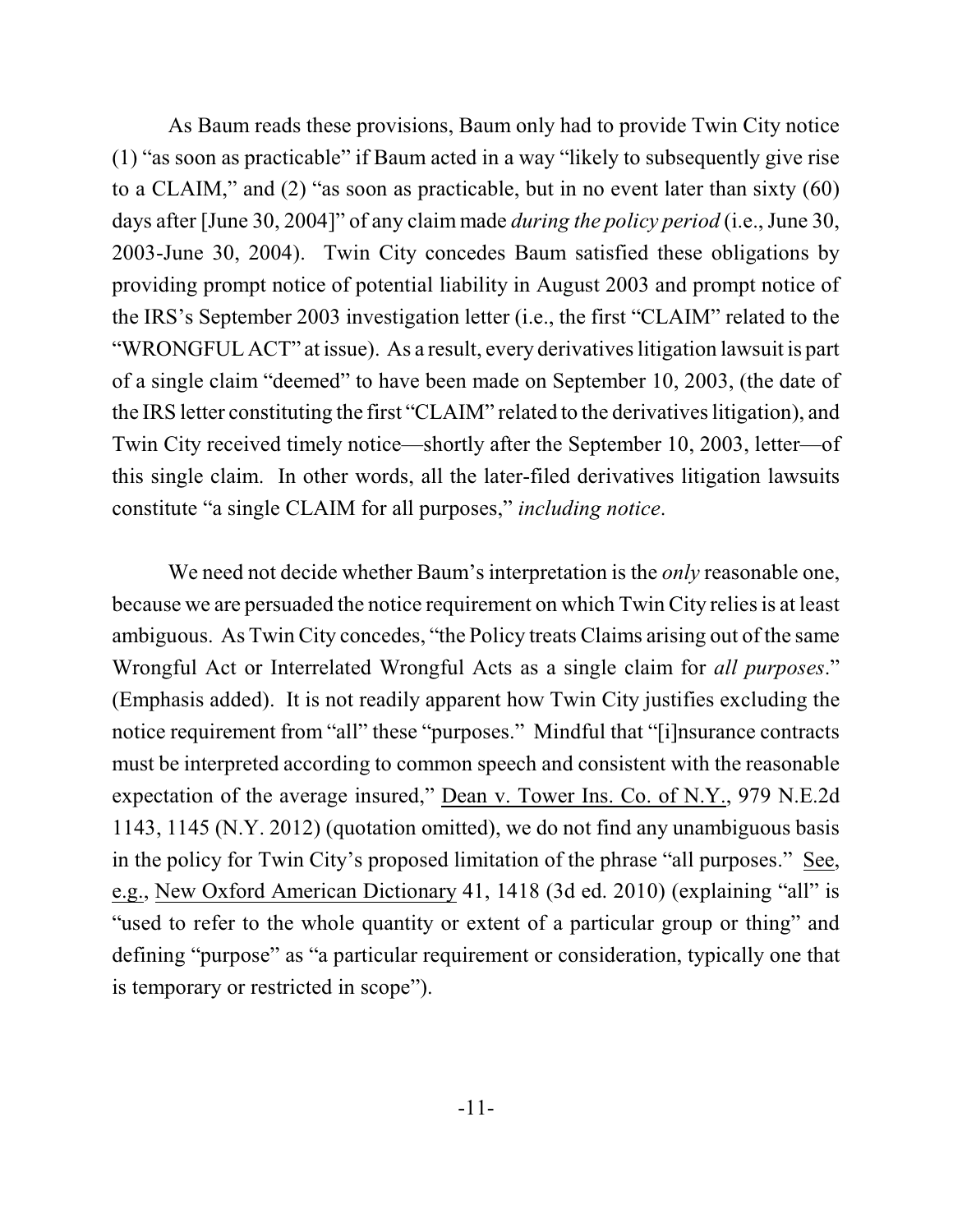As Baum reads these provisions, Baum only had to provide Twin City notice (1) "as soon as practicable" if Baum acted in a way "likely to subsequently give rise to a CLAIM," and (2) "as soon as practicable, but in no event later than sixty (60) days after [June 30, 2004]" of any claim made *during the policy period* (i.e., June 30, 2003-June 30, 2004). Twin City concedes Baum satisfied these obligations by providing prompt notice of potential liability in August 2003 and prompt notice of the IRS's September 2003 investigation letter (i.e., the first "CLAIM" related to the "WRONGFUL ACT" at issue). As a result, every derivatives litigation lawsuit is part of a single claim "deemed" to have been made on September 10, 2003, (the date of the IRS letter constituting the first "CLAIM" related to the derivatives litigation), and Twin City received timely notice—shortly after the September 10, 2003, letter—of this single claim. In other words, all the later-filed derivatives litigation lawsuits constitute "a single CLAIM for all purposes," *including notice*.

We need not decide whether Baum's interpretation is the *only* reasonable one, because we are persuaded the notice requirement on which Twin City relies is at least ambiguous. As Twin City concedes, "the Policy treats Claims arising out of the same Wrongful Act or Interrelated Wrongful Acts as a single claim for *all purposes*." (Emphasis added). It is not readily apparent how Twin City justifies excluding the notice requirement from "all" these "purposes." Mindful that "[i]nsurance contracts must be interpreted according to common speech and consistent with the reasonable expectation of the average insured," Dean v. Tower Ins. Co. of N.Y., 979 N.E.2d 1143, 1145 (N.Y. 2012) (quotation omitted), we do not find any unambiguous basis in the policy for Twin City's proposed limitation of the phrase "all purposes." See, e.g., New Oxford American Dictionary 41, 1418 (3d ed. 2010) (explaining "all" is "used to refer to the whole quantity or extent of a particular group or thing" and defining "purpose" as "a particular requirement or consideration, typically one that is temporary or restricted in scope").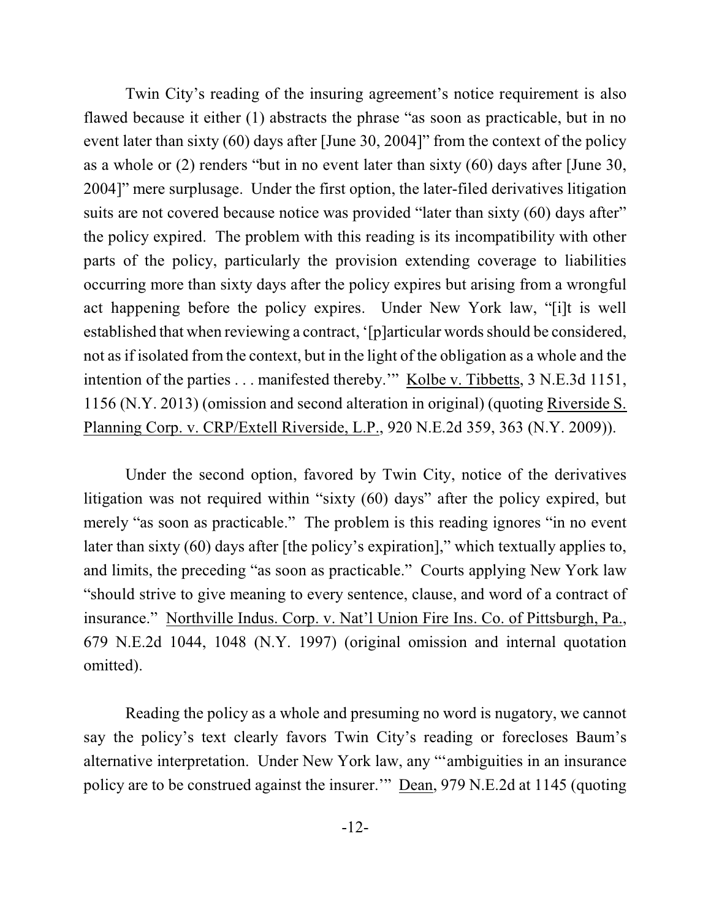Twin City's reading of the insuring agreement's notice requirement is also flawed because it either (1) abstracts the phrase "as soon as practicable, but in no event later than sixty (60) days after [June 30, 2004]" from the context of the policy as a whole or (2) renders "but in no event later than sixty (60) days after [June 30, 2004]" mere surplusage. Under the first option, the later-filed derivatives litigation suits are not covered because notice was provided "later than sixty (60) days after" the policy expired. The problem with this reading is its incompatibility with other parts of the policy, particularly the provision extending coverage to liabilities occurring more than sixty days after the policy expires but arising from a wrongful act happening before the policy expires. Under New York law, "[i]t is well established that when reviewing a contract, '[p]articular words should be considered, not as if isolated from the context, but in the light of the obligation as a whole and the intention of the parties . . . manifested thereby.'" Kolbe v. Tibbetts, 3 N.E.3d 1151, 1156 (N.Y. 2013) (omission and second alteration in original) (quoting Riverside S. Planning Corp. v. CRP/Extell Riverside, L.P., 920 N.E.2d 359, 363 (N.Y. 2009)).

Under the second option, favored by Twin City, notice of the derivatives litigation was not required within "sixty (60) days" after the policy expired, but merely "as soon as practicable." The problem is this reading ignores "in no event later than sixty (60) days after [the policy's expiration]," which textually applies to, and limits, the preceding "as soon as practicable." Courts applying New York law "should strive to give meaning to every sentence, clause, and word of a contract of insurance." Northville Indus. Corp. v. Nat'l Union Fire Ins. Co. of Pittsburgh, Pa., 679 N.E.2d 1044, 1048 (N.Y. 1997) (original omission and internal quotation omitted).

Reading the policy as a whole and presuming no word is nugatory, we cannot say the policy's text clearly favors Twin City's reading or forecloses Baum's alternative interpretation. Under New York law, any "'ambiguities in an insurance policy are to be construed against the insurer.'" Dean, 979 N.E.2d at 1145 (quoting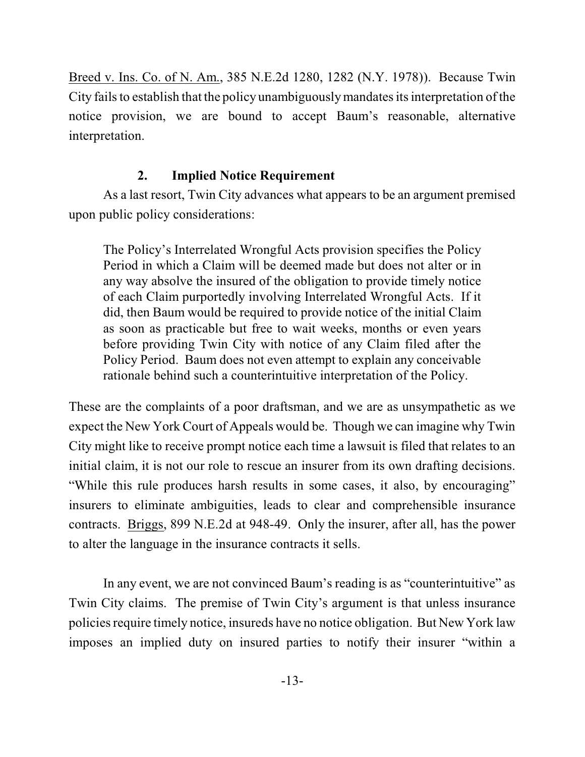Breed v. Ins. Co. of N. Am., 385 N.E.2d 1280, 1282 (N.Y. 1978)). Because Twin City fails to establish that the policy unambiguously mandates its interpretation of the notice provision, we are bound to accept Baum's reasonable, alternative interpretation.

### 2. Implied Notice Requirement

As a last resort, Twin City advances what appears to be an argument premised upon public policy considerations:

> The Policy's Interrelated Wrongful Acts provision specifies the Policy Period in which a Claim will be deemed made but does not alter or in any way absolve the insured of the obligation to provide timely notice of each Claim purportedly involving Interrelated Wrongful Acts. If it did, then Baum would be required to provide notice of the initial Claim as soon as practicable but free to wait weeks, months or even years before providing Twin City with notice of any Claim filed after the Policy Period. Baum does not even attempt to explain any conceivable rationale behind such a counterintuitive interpretation of the Policy.

These are the complaints of a poor draftsman, and we are as unsympathetic as we expect the New York Court of Appeals would be. Though we can imagine why Twin City might like to receive prompt notice each time a lawsuit is filed that relates to an initial claim, it is not our role to rescue an insurer from its own drafting decisions. "While this rule produces harsh results in some cases, it also, by encouraging" insurers to eliminate ambiguities, leads to clear and comprehensible insurance contracts. Briggs, 899 N.E.2d at 948-49. Only the insurer, after all, has the power to alter the language in the insurance contracts it sells.

In any event, we are not convinced Baum's reading is as "counterintuitive" as Twin City claims. The premise of Twin City's argument is that unless insurance policies require timely notice, insureds have no notice obligation. But New York law imposes an implied duty on insured parties to notify their insurer "within a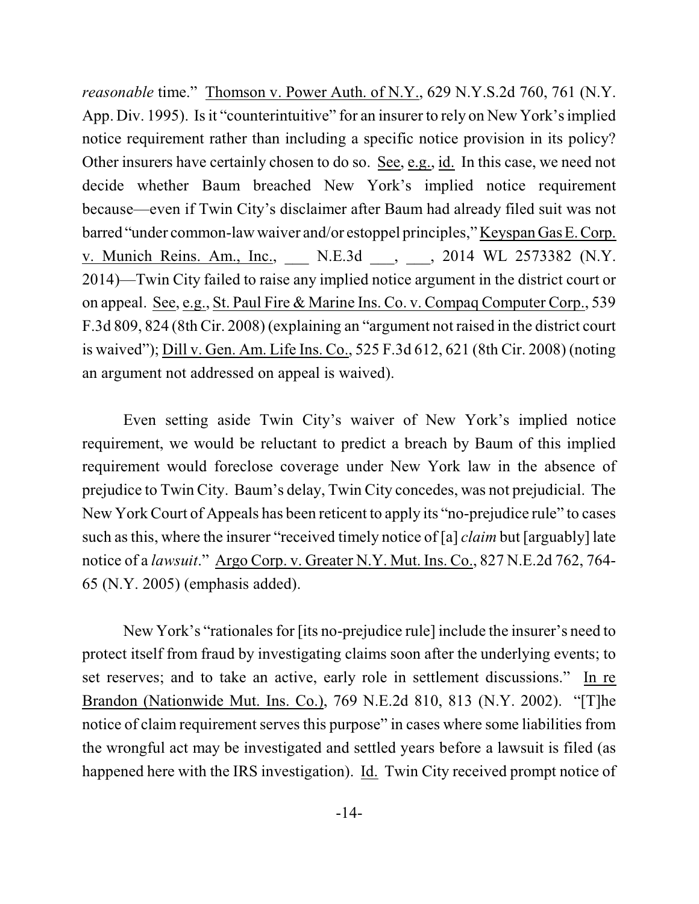*reasonable* time." Thomson v. Power Auth. of N.Y., 629 N.Y.S.2d 760, 761 (N.Y. App. Div. 1995). Is it "counterintuitive" for an insurer to rely on New York's implied notice requirement rather than including a specific notice provision in its policy? Other insurers have certainly chosen to do so. See, e.g., id. In this case, we need not decide whether Baum breached New York's implied notice requirement because—even if Twin City's disclaimer after Baum had already filed suit was not barred "under common-law waiver and/or estoppel principles," Keyspan Gas E. Corp. v. Munich Reins. Am., Inc., ___ N.E.3d ___, ___, 2014 WL 2573382 (N.Y. 2014)—Twin City failed to raise any implied notice argument in the district court or on appeal. See, e.g., St. Paul Fire & Marine Ins. Co. v. Compaq Computer Corp., 539 F.3d 809, 824 (8th Cir. 2008) (explaining an "argument not raised in the district court is waived"); Dill v. Gen. Am. Life Ins. Co., 525 F.3d 612, 621 (8th Cir. 2008) (noting an argument not addressed on appeal is waived).

Even setting aside Twin City's waiver of New York's implied notice requirement, we would be reluctant to predict a breach by Baum of this implied requirement would foreclose coverage under New York law in the absence of prejudice to Twin City. Baum's delay, Twin City concedes, was not prejudicial. The New York Court of Appeals has been reticent to apply its "no-prejudice rule" to cases such as this, where the insurer "received timely notice of [a] *claim* but [arguably] late notice of a *lawsuit*." Argo Corp. v. Greater N.Y. Mut. Ins. Co., 827 N.E.2d 762, 764-65 (N.Y. 2005) (emphasis added).

New York's "rationales for [its no-prejudice rule] include the insurer's need to protect itself from fraud by investigating claims soon after the underlying events; to set reserves; and to take an active, early role in settlement discussions." In re Brandon (Nationwide Mut. Ins. Co.), 769 N.E.2d 810, 813 (N.Y. 2002). "[T]he notice of claim requirement serves this purpose" in cases where some liabilities from the wrongful act may be investigated and settled years before a lawsuit is filed (as happened here with the IRS investigation). Id. Twin City received prompt notice of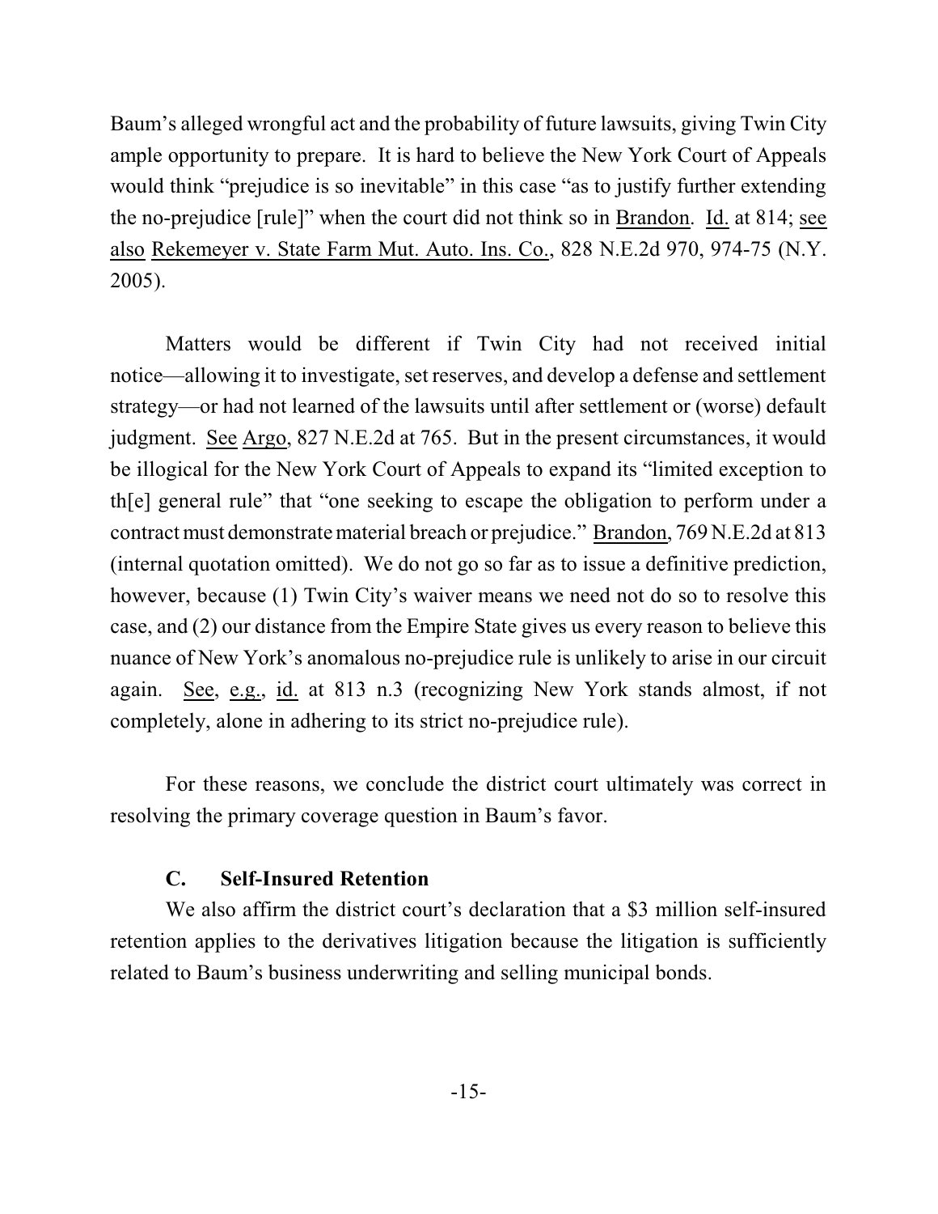Baum's alleged wrongful act and the probability of future lawsuits, giving Twin City ample opportunity to prepare. It is hard to believe the New York Court of Appeals would think "prejudice is so inevitable" in this case "as to justify further extending the no-prejudice [rule]" when the court did not think so in Brandon. Id. at 814; see also Rekemeyer v. State Farm Mut. Auto. Ins. Co., 828 N.E.2d 970, 974-75 (N.Y. 2005).

Matters would be different if Twin City had not received initial notice—allowing it to investigate, set reserves, and develop a defense and settlement strategy—or had not learned of the lawsuits until after settlement or (worse) default judgment. See Argo, 827 N.E.2d at 765. But in the present circumstances, it would be illogical for the New York Court of Appeals to expand its "limited exception to th[e] general rule" that "one seeking to escape the obligation to perform under a contract must demonstrate material breach or prejudice." Brandon, 769 N.E.2d at 813 (internal quotation omitted). We do not go so far as to issue a definitive prediction, however, because (1) Twin City's waiver means we need not do so to resolve this case, and (2) our distance from the Empire State gives us every reason to believe this nuance of New York's anomalous no-prejudice rule is unlikely to arise in our circuit again. See, e.g., id. at 813 n.3 (recognizing New York stands almost, if not completely, alone in adhering to its strict no-prejudice rule).

For these reasons, we conclude the district court ultimately was correct in resolving the primary coverage question in Baum's favor.

### C. Self-Insured Retention

We also affirm the district court's declaration that a $3 million self-insured retention applies to the derivatives litigation because the litigation is sufficiently related to Baum's business underwriting and selling municipal bonds.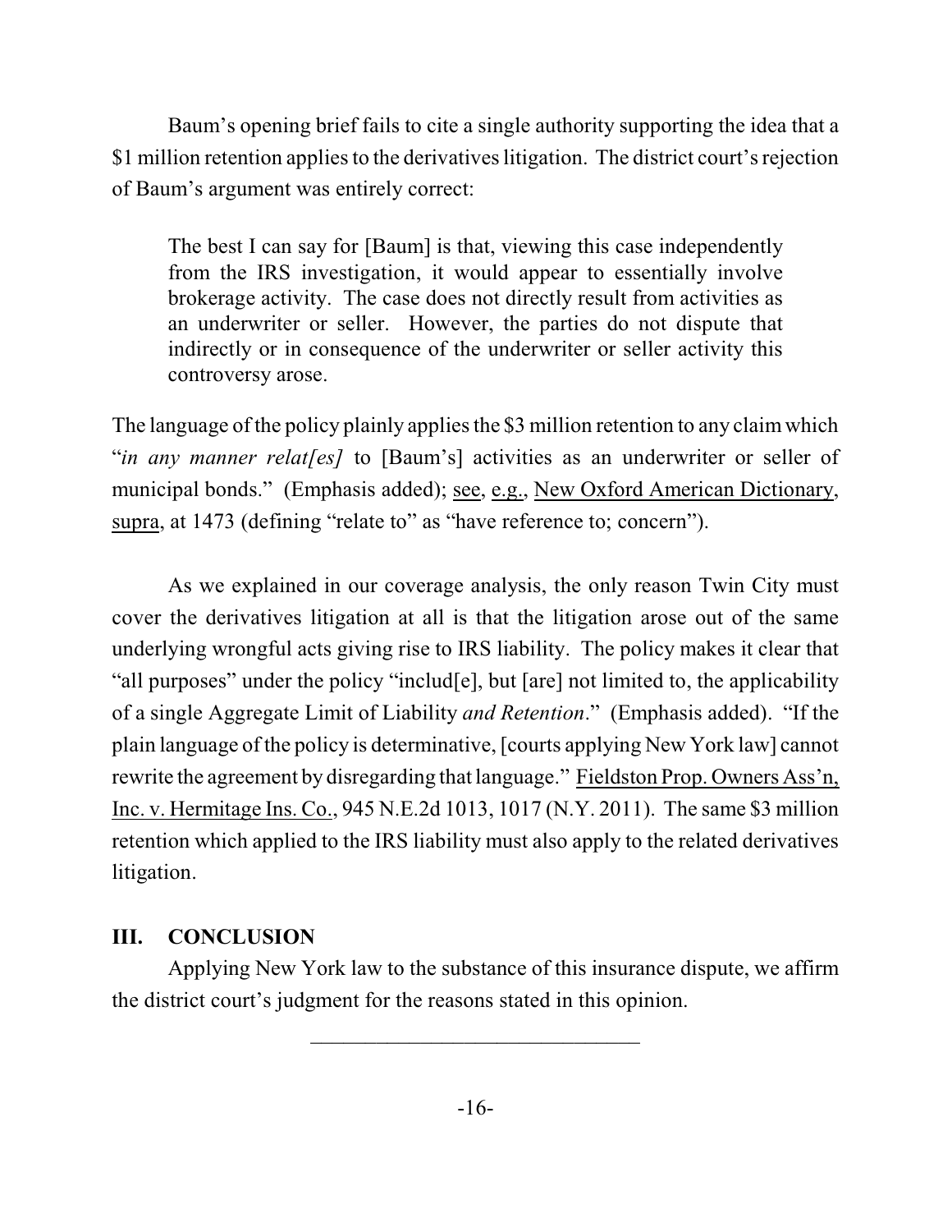Baum's opening brief fails to cite a single authority supporting the idea that a \$1 million retention applies to the derivatives litigation. The district court's rejection of Baum's argument was entirely correct:

> The best I can say for [Baum] is that, viewing this case independently from the IRS investigation, it would appear to essentially involve brokerage activity. The case does not directly result from activities as an underwriter or seller. However, the parties do not dispute that indirectly or in consequence of the underwriter or seller activity this controversy arose.

The language of the policy plainly applies the \$3 million retention to any claim which "*in any manner relat[es]* to [Baum's] activities as an underwriter or seller of municipal bonds." (Emphasis added); see, e.g., New Oxford American Dictionary, supra, at 1473 (defining "relate to" as "have reference to; concern").

As we explained in our coverage analysis, the only reason Twin City must cover the derivatives litigation at all is that the litigation arose out of the same underlying wrongful acts giving rise to IRS liability. The policy makes it clear that "all purposes" under the policy "includ[e], but [are] not limited to, the applicability of a single Aggregate Limit of Liability *and Retention*." (Emphasis added). "If the plain language of the policy is determinative, [courts applying New York law] cannot rewrite the agreement by disregarding that language." Fieldston Prop. Owners Ass'n, Inc. v. Hermitage Ins. Co., 945 N.E.2d 1013, 1017 (N.Y. 2011). The same \$3 million retention which applied to the IRS liability must also apply to the related derivatives litigation.

## III. CONCLUSION

Applying New York law to the substance of this insurance dispute, we affirm the district court's judgment for the reasons stated in this opinion.

______________________________